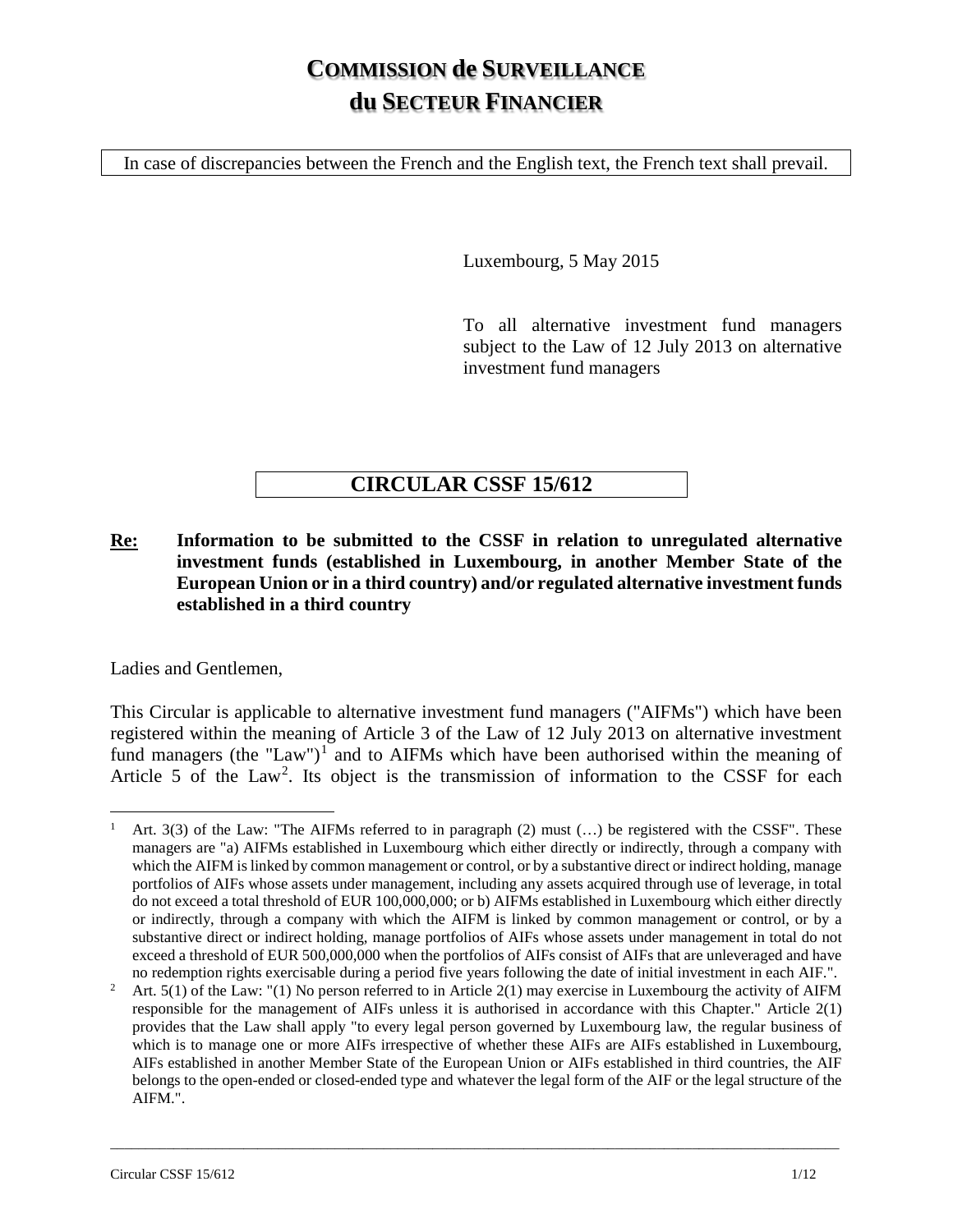# COMMISSION de SURVEILLANCE du SECTEUR FINANCIER

In case of discrepancies between the French and the English text, the French text shall prevail.

Luxembourg, 5 May 2015

To all alternative investment fund managers subject to the Law of 12 July 2013 on alternative investment fund managers

## CIRCULAR CSSF 15/612

**Re: Information to be submitted to the CSSF in relation to unregulated alternative investment funds (established in Luxembourg, in another Member State of the European Union or in a third country) and/or regulated alternative investment funds established in a third country**

Ladies and Gentlemen,

This Circular is applicable to alternative investment fund managers ("AIFMs") which have been registered within the meaning of Article 3 of the Law of 12 July 2013 on alternative investment fund managers (the "Law")[1] and to AIFMs which have been authorised within the meaning of Article 5 of the Law[2]. Its object is the transmission of information to the CSSF for each

---

[1] Art. 3(3) of the Law: "The AIFMs referred to in paragraph (2) must (…) be registered with the CSSF". These managers are "a) AIFMs established in Luxembourg which either directly or indirectly, through a company with which the AIFM is linked by common management or control, or by a substantive direct or indirect holding, manage portfolios of AIFs whose assets under management, including any assets acquired through use of leverage, in total do not exceed a total threshold of EUR 100,000,000; or b) AIFMs established in Luxembourg which either directly or indirectly, through a company with which the AIFM is linked by common management or control, or by a substantive direct or indirect holding, manage portfolios of AIFs whose assets under management in total do not exceed a threshold of EUR 500,000,000 when the portfolios of AIFs consist of AIFs that are unleveraged and have no redemption rights exercisable during a period five years following the date of initial investment in each AIF.".

[2] Art. 5(1) of the Law: "(1) No person referred to in Article 2(1) may exercise in Luxembourg the activity of AIFM responsible for the management of AIFs unless it is authorised in accordance with this Chapter." Article 2(1) provides that the Law shall apply "to every legal person governed by Luxembourg law, the regular business of which is to manage one or more AIFs irrespective of whether these AIFs are AIFs established in Luxembourg, AIFs established in another Member State of the European Union or AIFs established in third countries, the AIF belongs to the open-ended or closed-ended type and whatever the legal form of the AIF or the legal structure of the AIFM.".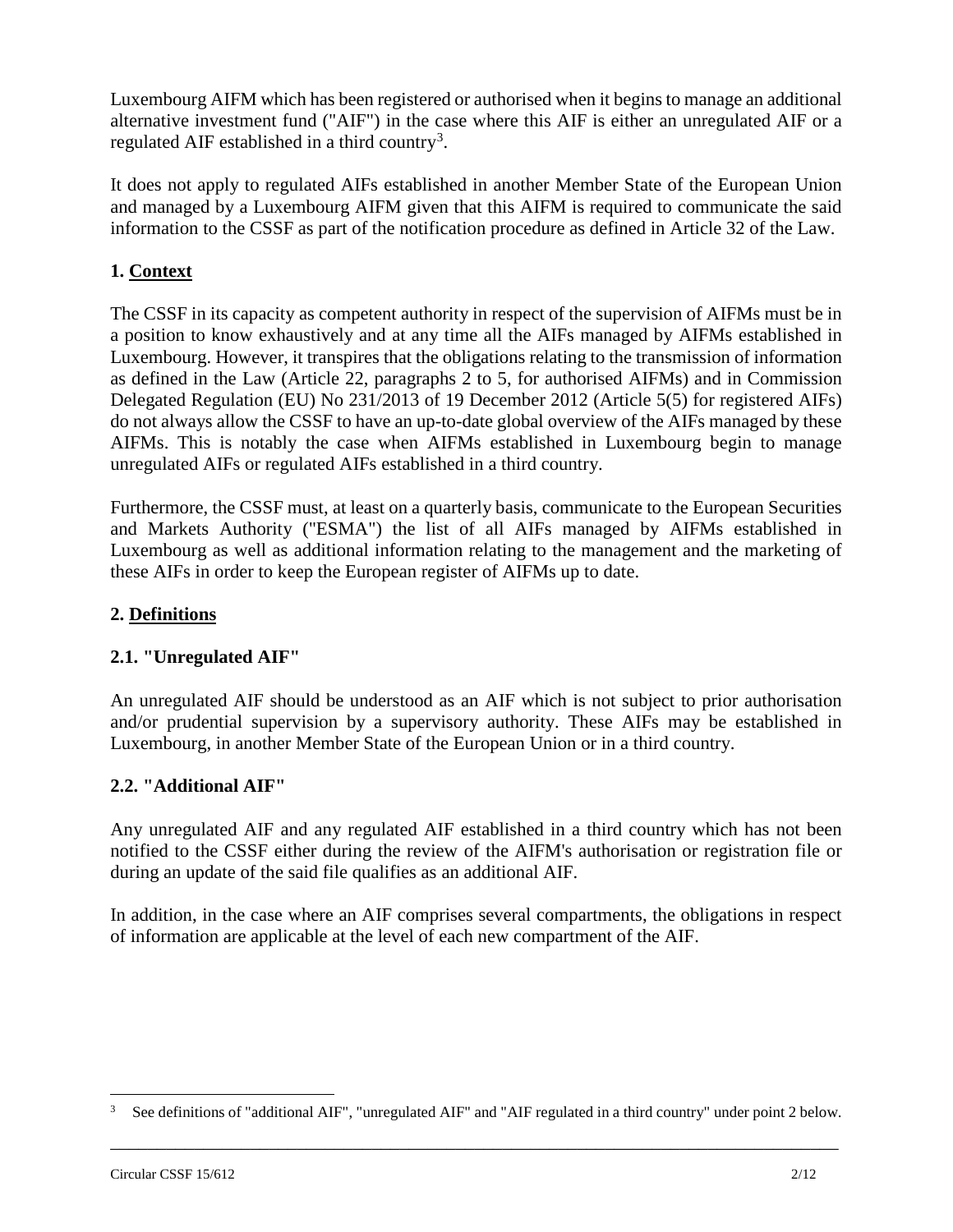Luxembourg AIFM which has been registered or authorised when it begins to manage an additional alternative investment fund ("AIF") in the case where this AIF is either an unregulated AIF or a regulated AIF established in a third country[3].

It does not apply to regulated AIFs established in another Member State of the European Union and managed by a Luxembourg AIFM given that this AIFM is required to communicate the said information to the CSSF as part of the notification procedure as defined in Article 32 of the Law.

## 1. Context

The CSSF in its capacity as competent authority in respect of the supervision of AIFMs must be in a position to know exhaustively and at any time all the AIFs managed by AIFMs established in Luxembourg. However, it transpires that the obligations relating to the transmission of information as defined in the Law (Article 22, paragraphs 2 to 5, for authorised AIFMs) and in Commission Delegated Regulation (EU) No 231/2013 of 19 December 2012 (Article 5(5) for registered AIFs) do not always allow the CSSF to have an up-to-date global overview of the AIFs managed by these AIFMs. This is notably the case when AIFMs established in Luxembourg begin to manage unregulated AIFs or regulated AIFs established in a third country.

Furthermore, the CSSF must, at least on a quarterly basis, communicate to the European Securities and Markets Authority ("ESMA") the list of all AIFs managed by AIFMs established in Luxembourg as well as additional information relating to the management and the marketing of these AIFs in order to keep the European register of AIFMs up to date.

## 2. Definitions

### 2.1. "Unregulated AIF"

An unregulated AIF should be understood as an AIF which is not subject to prior authorisation and/or prudential supervision by a supervisory authority. These AIFs may be established in Luxembourg, in another Member State of the European Union or in a third country.

### 2.2. "Additional AIF"

Any unregulated AIF and any regulated AIF established in a third country which has not been notified to the CSSF either during the review of the AIFM's authorisation or registration file or during an update of the said file qualifies as an additional AIF.

In addition, in the case where an AIF comprises several compartments, the obligations in respect of information are applicable at the level of each new compartment of the AIF.

---

[3] See definitions of "additional AIF", "unregulated AIF" and "AIF regulated in a third country" under point 2 below.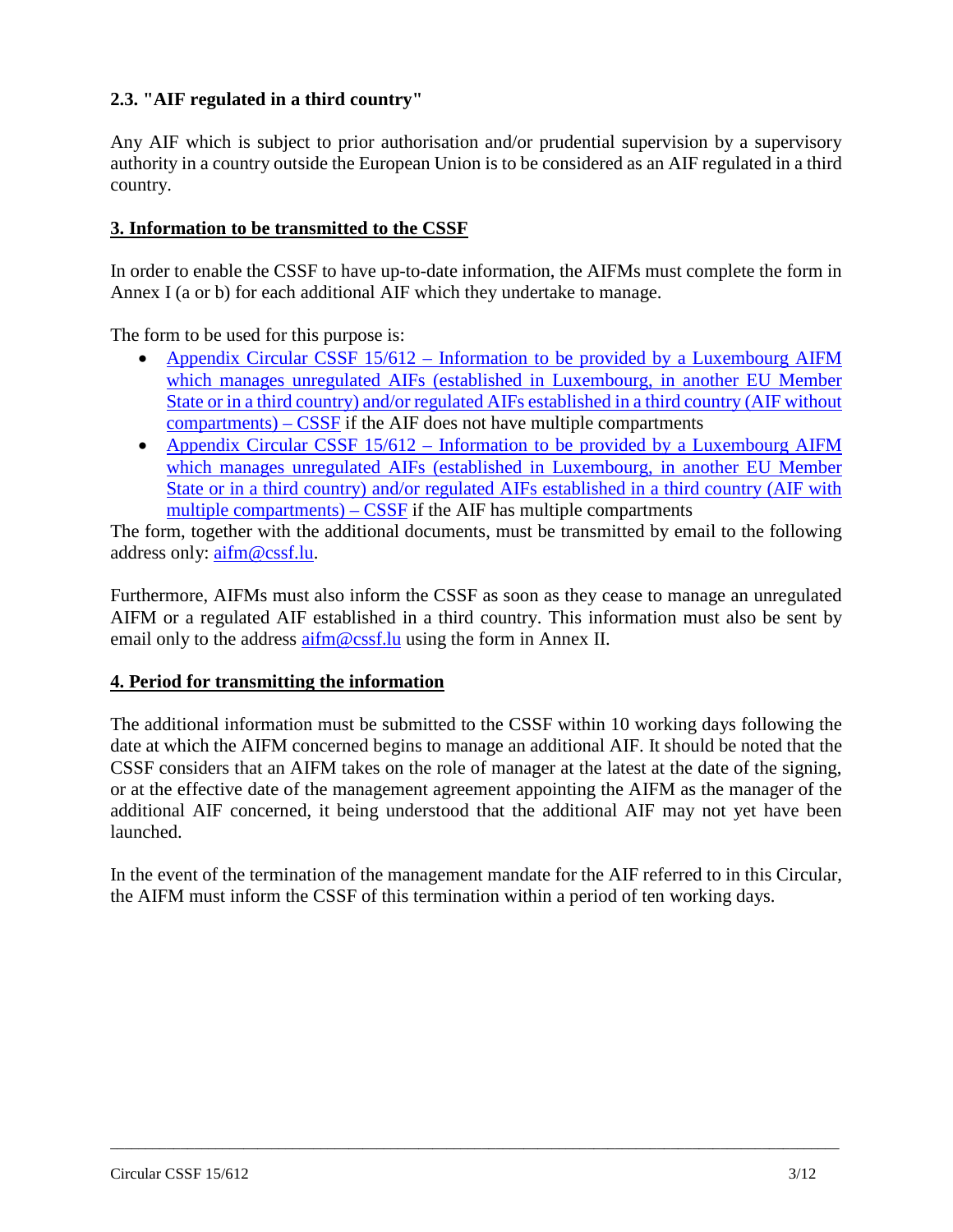### 2.3. "AIF regulated in a third country"

Any AIF which is subject to prior authorisation and/or prudential supervision by a supervisory authority in a country outside the European Union is to be considered as an AIF regulated in a third country.

## 3. Information to be transmitted to the CSSF

In order to enable the CSSF to have up-to-date information, the AIFMs must complete the form in Annex I (a or b) for each additional AIF which they undertake to manage.

The form to be used for this purpose is:

- Appendix Circular CSSF 15/612 – Information to be provided by a Luxembourg AIFM which manages unregulated AIFs (established in Luxembourg, in another EU Member State or in a third country) and/or regulated AIFs established in a third country (AIF without compartments) – CSSF if the AIF does not have multiple compartments
- Appendix Circular CSSF 15/612 – Information to be provided by a Luxembourg AIFM which manages unregulated AIFs (established in Luxembourg, in another EU Member State or in a third country) and/or regulated AIFs established in a third country (AIF with multiple compartments) – CSSF if the AIF has multiple compartments

The form, together with the additional documents, must be transmitted by email to the following address only: aifm@cssf.lu.

Furthermore, AIFMs must also inform the CSSF as soon as they cease to manage an unregulated AIFM or a regulated AIF established in a third country. This information must also be sent by email only to the address aifm@cssf.lu using the form in Annex II.

## 4. Period for transmitting the information

The additional information must be submitted to the CSSF within 10 working days following the date at which the AIFM concerned begins to manage an additional AIF. It should be noted that the CSSF considers that an AIFM takes on the role of manager at the latest at the date of the signing, or at the effective date of the management agreement appointing the AIFM as the manager of the additional AIF concerned, it being understood that the additional AIF may not yet have been launched.

In the event of the termination of the management mandate for the AIF referred to in this Circular, the AIFM must inform the CSSF of this termination within a period of ten working days.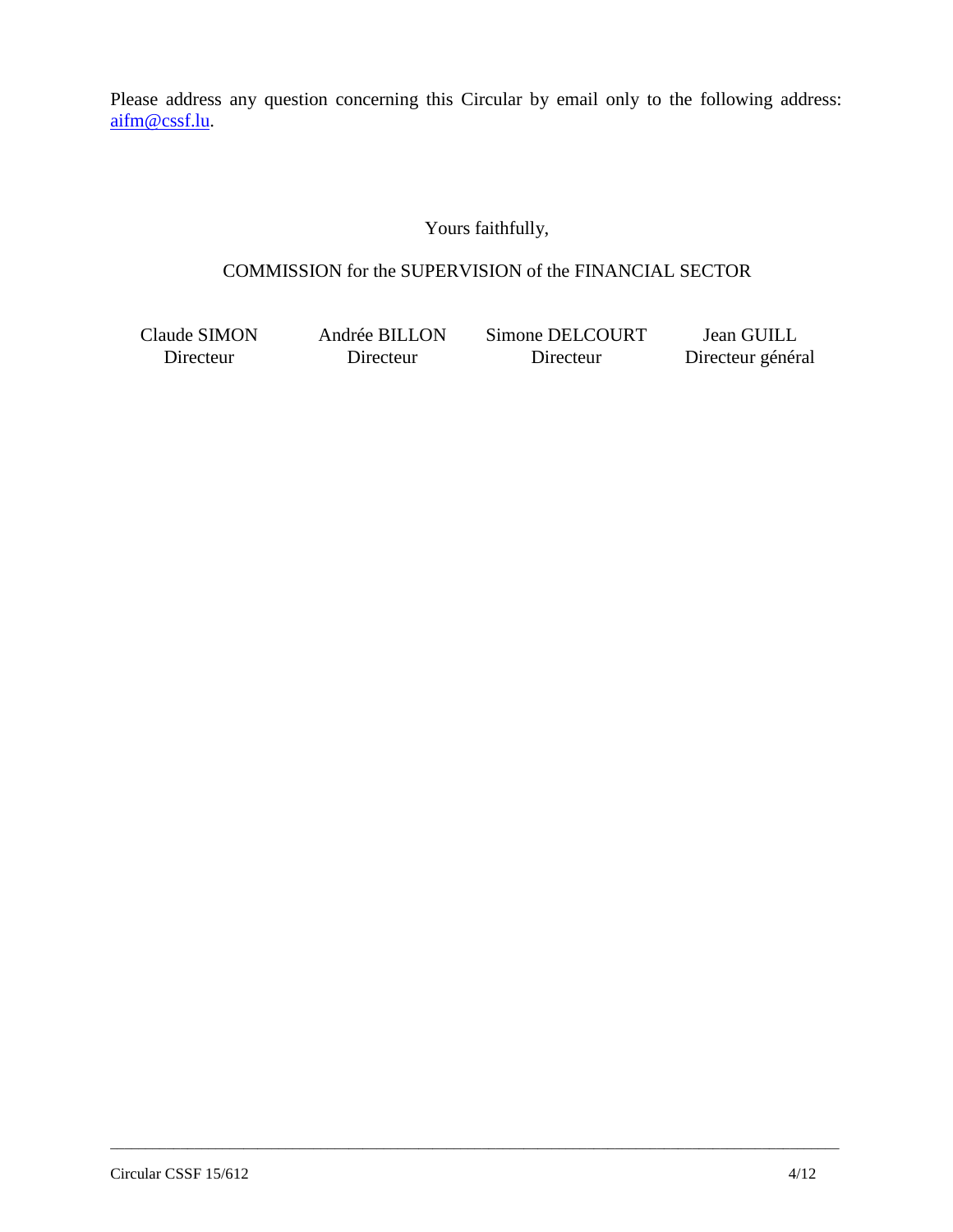Please address any question concerning this Circular by email only to the following address: aifm@cssf.lu.

Yours faithfully,

COMMISSION for the SUPERVISION of the FINANCIAL SECTOR

| Claude SIMON | Andrée BILLON | Simone DELCOURT | Jean GUILL |
|---|---|---|---|
| Directeur | Directeur | Directeur | Directeur général |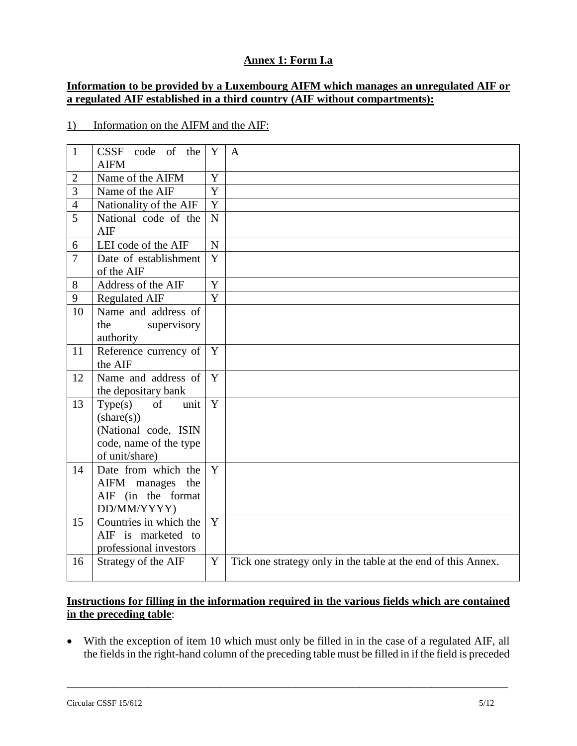**Annex 1: Form I.a**

**Information to be provided by a Luxembourg AIFM which manages an unregulated AIF or a regulated AIF established in a third country (AIF without compartments):**

1) Information on the AIFM and the AIF:

| | | | |
|---|---|---|---|
| 1 | CSSF code of the AIFM | Y | A |
| 2 | Name of the AIFM | Y | |
| 3 | Name of the AIF | Y | |
| 4 | Nationality of the AIF | Y | |
| 5 | National code of the AIF | N | |
| 6 | LEI code of the AIF | N | |
| 7 | Date of establishment of the AIF | Y | |
| 8 | Address of the AIF | Y | |
| 9 | Regulated AIF | Y | |
| 10 | Name and address of the supervisory authority | | |
| 11 | Reference currency of the AIF | Y | |
| 12 | Name and address of the depositary bank | Y | |
| 13 | Type(s) of unit (share(s)) (National code, ISIN code, name of the type of unit/share) | Y | |
| 14 | Date from which the AIFM manages the AIF (in the format DD/MM/YYYY) | Y | |
| 15 | Countries in which the AIF is marketed to professional investors | Y | |
| 16 | Strategy of the AIF | Y | Tick one strategy only in the table at the end of this Annex. |

**Instructions for filling in the information required in the various fields which are contained in the preceding table**:

- With the exception of item 10 which must only be filled in in the case of a regulated AIF, all the fields in the right-hand column of the preceding table must be filled in if the field is preceded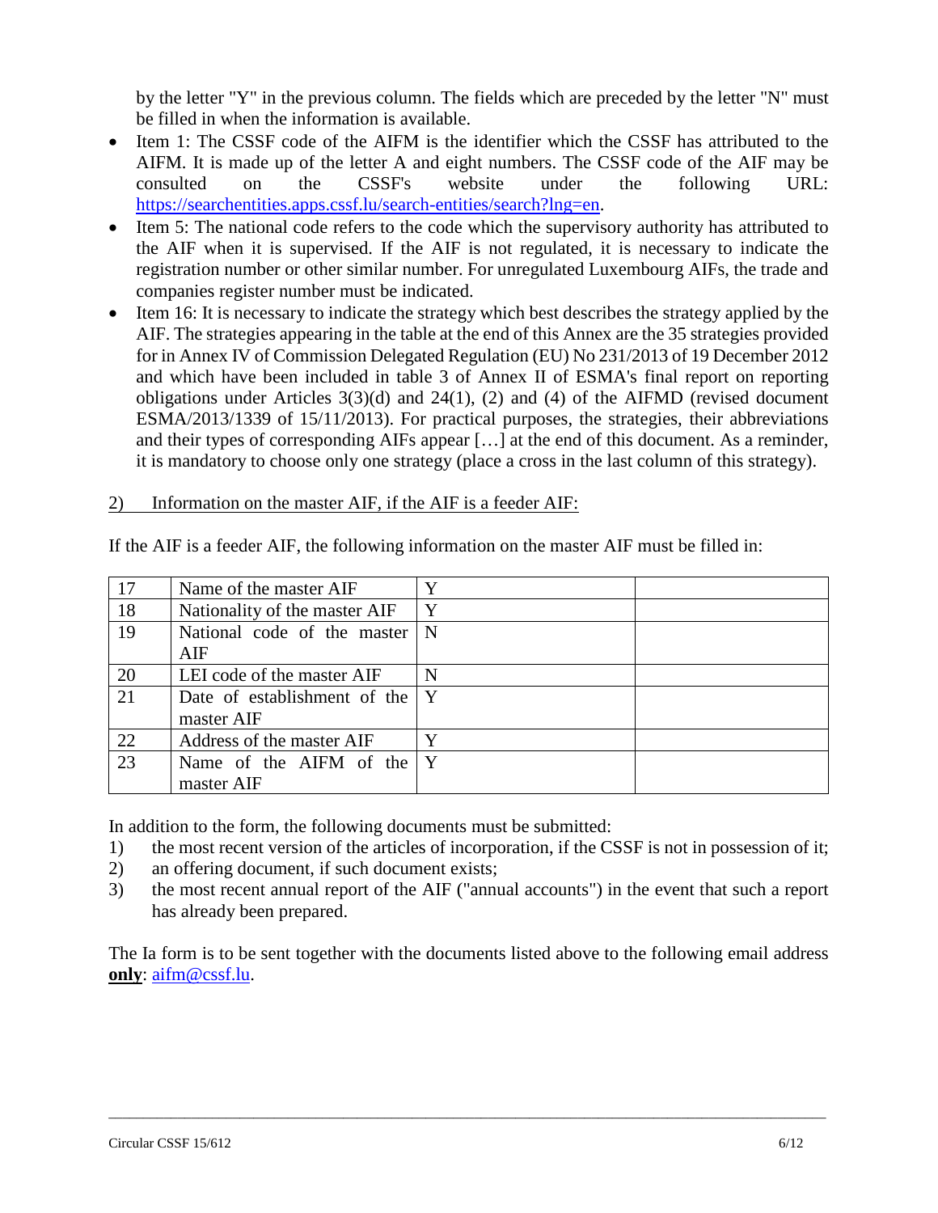by the letter "Y" in the previous column. The fields which are preceded by the letter "N" must be filled in when the information is available.

- Item 1: The CSSF code of the AIFM is the identifier which the CSSF has attributed to the AIFM. It is made up of the letter A and eight numbers. The CSSF code of the AIF may be consulted on the CSSF's website under the following URL: [https://searchentities.apps.cssf.lu/search-entities/search?lng=en](https://searchentities.apps.cssf.lu/search-entities/search?lng=en).
- Item 5: The national code refers to the code which the supervisory authority has attributed to the AIF when it is supervised. If the AIF is not regulated, it is necessary to indicate the registration number or other similar number. For unregulated Luxembourg AIFs, the trade and companies register number must be indicated.
- Item 16: It is necessary to indicate the strategy which best describes the strategy applied by the AIF. The strategies appearing in the table at the end of this Annex are the 35 strategies provided for in Annex IV of Commission Delegated Regulation (EU) No 231/2013 of 19 December 2012 and which have been included in table 3 of Annex II of ESMA's final report on reporting obligations under Articles 3(3)(d) and 24(1), (2) and (4) of the AIFMD (revised document ESMA/2013/1339 of 15/11/2013). For practical purposes, the strategies, their abbreviations and their types of corresponding AIFs appear […] at the end of this document. As a reminder, it is mandatory to choose only one strategy (place a cross in the last column of this strategy).

<u>2) Information on the master AIF, if the AIF is a feeder AIF:</u>

If the AIF is a feeder AIF, the following information on the master AIF must be filled in:

| | | | |
|---|---|---|---|
| 17 | Name of the master AIF | Y | |
| 18 | Nationality of the master AIF | Y | |
| 19 | National code of the master AIF | N | |
| 20 | LEI code of the master AIF | N | |
| 21 | Date of establishment of the master AIF | Y | |
| 22 | Address of the master AIF | Y | |
| 23 | Name of the AIFM of the master AIF | Y | |

In addition to the form, the following documents must be submitted:

1) the most recent version of the articles of incorporation, if the CSSF is not in possession of it;
2) an offering document, if such document exists;
3) the most recent annual report of the AIF ("annual accounts") in the event that such a report has already been prepared.

The Ia form is to be sent together with the documents listed above to the following email address **<u>only</u>**: [aifm@cssf.lu](mailto:aifm@cssf.lu).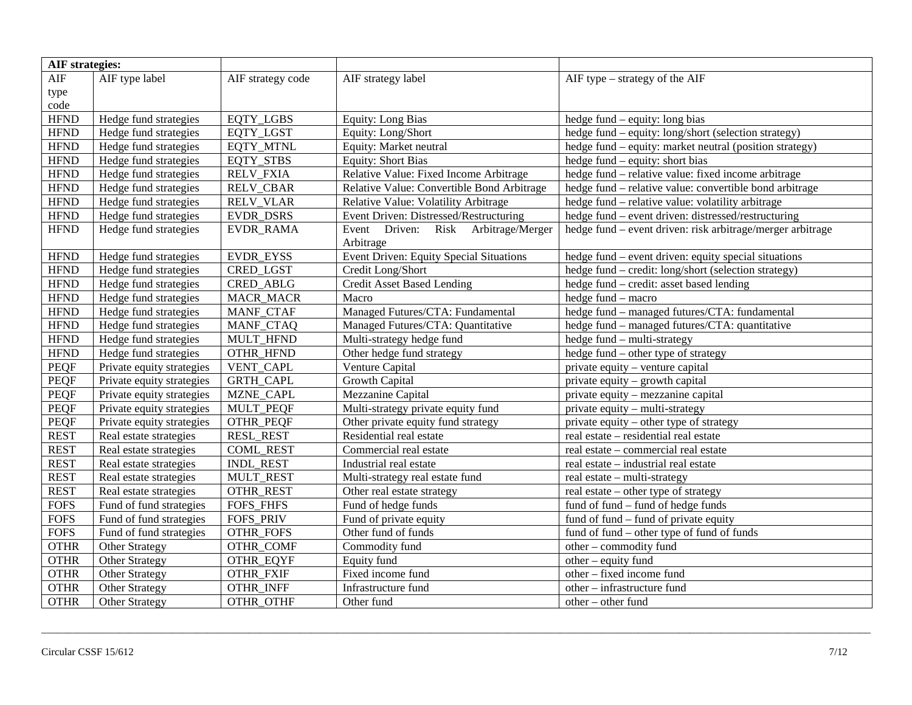| **AIF strategies:** | | | | |
|---|---|---|---|---|
| AIF type code | AIF type label | AIF strategy code | AIF strategy label | AIF type – strategy of the AIF |
| HFND | Hedge fund strategies | EQTY_LGBS | Equity: Long Bias | hedge fund – equity: long bias |
| HFND | Hedge fund strategies | EQTY_LGST | Equity: Long/Short | hedge fund – equity: long/short (selection strategy) |
| HFND | Hedge fund strategies | EQTY_MTNL | Equity: Market neutral | hedge fund – equity: market neutral (position strategy) |
| HFND | Hedge fund strategies | EQTY_STBS | Equity: Short Bias | hedge fund – equity: short bias |
| HFND | Hedge fund strategies | RELV_FXIA | Relative Value: Fixed Income Arbitrage | hedge fund – relative value: fixed income arbitrage |
| HFND | Hedge fund strategies | RELV_CBAR | Relative Value: Convertible Bond Arbitrage | hedge fund – relative value: convertible bond arbitrage |
| HFND | Hedge fund strategies | RELV_VLAR | Relative Value: Volatility Arbitrage | hedge fund – relative value: volatility arbitrage |
| HFND | Hedge fund strategies | EVDR_DSRS | Event Driven: Distressed/Restructuring | hedge fund – event driven: distressed/restructuring |
| HFND | Hedge fund strategies | EVDR_RAMA | Event Driven: Risk Arbitrage/Merger Arbitrage | hedge fund – event driven: risk arbitrage/merger arbitrage |
| HFND | Hedge fund strategies | EVDR_EYSS | Event Driven: Equity Special Situations | hedge fund – event driven: equity special situations |
| HFND | Hedge fund strategies | CRED_LGST | Credit Long/Short | hedge fund – credit: long/short (selection strategy) |
| HFND | Hedge fund strategies | CRED_ABLG | Credit Asset Based Lending | hedge fund – credit: asset based lending |
| HFND | Hedge fund strategies | MACR_MACR | Macro | hedge fund – macro |
| HFND | Hedge fund strategies | MANF_CTAF | Managed Futures/CTA: Fundamental | hedge fund – managed futures/CTA: fundamental |
| HFND | Hedge fund strategies | MANF_CTAQ | Managed Futures/CTA: Quantitative | hedge fund – managed futures/CTA: quantitative |
| HFND | Hedge fund strategies | MULT_HFND | Multi-strategy hedge fund | hedge fund – multi-strategy |
| HFND | Hedge fund strategies | OTHR_HFND | Other hedge fund strategy | hedge fund – other type of strategy |
| PEQF | Private equity strategies | VENT_CAPL | Venture Capital | private equity – venture capital |
| PEQF | Private equity strategies | GRTH_CAPL | Growth Capital | private equity – growth capital |
| PEQF | Private equity strategies | MZNE_CAPL | Mezzanine Capital | private equity – mezzanine capital |
| PEQF | Private equity strategies | MULT_PEQF | Multi-strategy private equity fund | private equity – multi-strategy |
| PEQF | Private equity strategies | OTHR_PEQF | Other private equity fund strategy | private equity – other type of strategy |
| REST | Real estate strategies | RESL_REST | Residential real estate | real estate – residential real estate |
| REST | Real estate strategies | COML_REST | Commercial real estate | real estate – commercial real estate |
| REST | Real estate strategies | INDL_REST | Industrial real estate | real estate – industrial real estate |
| REST | Real estate strategies | MULT_REST | Multi-strategy real estate fund | real estate – multi-strategy |
| REST | Real estate strategies | OTHR_REST | Other real estate strategy | real estate – other type of strategy |
| FOFS | Fund of fund strategies | FOFS_FHFS | Fund of hedge funds | fund of fund – fund of hedge funds |
| FOFS | Fund of fund strategies | FOFS_PRIV | Fund of private equity | fund of fund – fund of private equity |
| FOFS | Fund of fund strategies | OTHR_FOFS | Other fund of funds | fund of fund – other type of fund of funds |
| OTHR | Other Strategy | OTHR_COMF | Commodity fund | other – commodity fund |
| OTHR | Other Strategy | OTHR_EQYF | Equity fund | other – equity fund |
| OTHR | Other Strategy | OTHR_FXIF | Fixed income fund | other – fixed income fund |
| OTHR | Other Strategy | OTHR_INFF | Infrastructure fund | other – infrastructure fund |
| OTHR | Other Strategy | OTHR_OTHF | Other fund | other – other fund |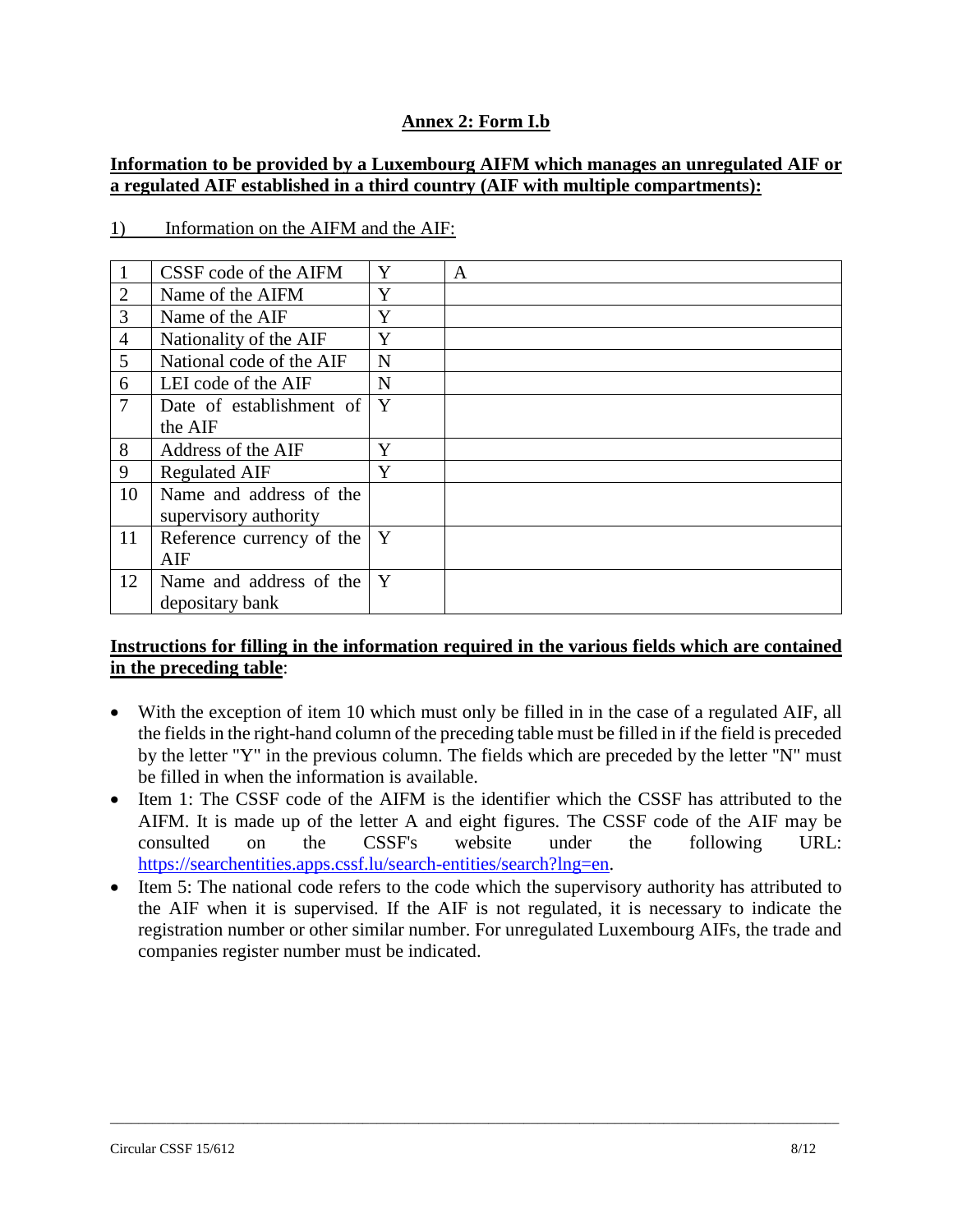## Annex 2: Form I.b

**Information to be provided by a Luxembourg AIFM which manages an unregulated AIF or a regulated AIF established in a third country (AIF with multiple compartments):**

1) Information on the AIFM and the AIF:

| | | | |
|---|---|---|---|
| 1 | CSSF code of the AIFM | Y | A |
| 2 | Name of the AIFM | Y | |
| 3 | Name of the AIF | Y | |
| 4 | Nationality of the AIF | Y | |
| 5 | National code of the AIF | N | |
| 6 | LEI code of the AIF | N | |
| 7 | Date of establishment of the AIF | Y | |
| 8 | Address of the AIF | Y | |
| 9 | Regulated AIF | Y | |
| 10 | Name and address of the supervisory authority | | |
| 11 | Reference currency of the AIF | Y | |
| 12 | Name and address of the depositary bank | Y | |

**Instructions for filling in the information required in the various fields which are contained in the preceding table**:

- With the exception of item 10 which must only be filled in in the case of a regulated AIF, all the fields in the right-hand column of the preceding table must be filled in if the field is preceded by the letter "Y" in the previous column. The fields which are preceded by the letter "N" must be filled in when the information is available.
- Item 1: The CSSF code of the AIFM is the identifier which the CSSF has attributed to the AIFM. It is made up of the letter A and eight figures. The CSSF code of the AIF may be consulted on the CSSF's website under the following URL: https://searchentities.apps.cssf.lu/search-entities/search?lng=en.
- Item 5: The national code refers to the code which the supervisory authority has attributed to the AIF when it is supervised. If the AIF is not regulated, it is necessary to indicate the registration number or other similar number. For unregulated Luxembourg AIFs, the trade and companies register number must be indicated.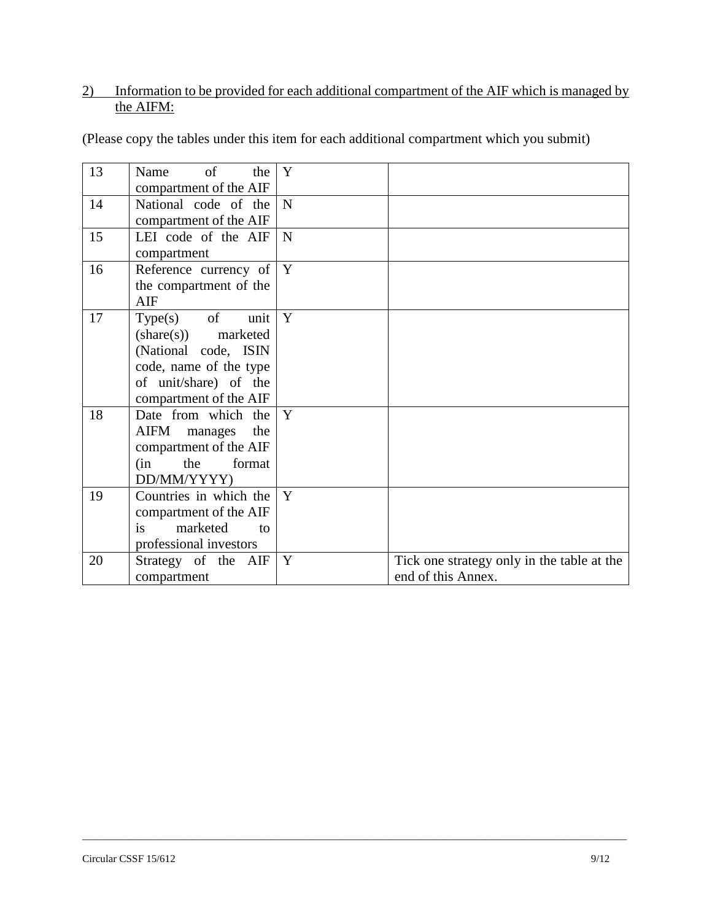2) Information to be provided for each additional compartment of the AIF which is managed by the AIFM:

(Please copy the tables under this item for each additional compartment which you submit)

| | | | |
|---|---|---|---|
| 13 | Name of the compartment of the AIF | Y | |
| 14 | National code of the compartment of the AIF | N | |
| 15 | LEI code of the AIF compartment | N | |
| 16 | Reference currency of the compartment of the AIF | Y | |
| 17 | Type(s) of unit (share(s)) marketed (National code, ISIN code, name of the type of unit/share) of the compartment of the AIF | Y | |
| 18 | Date from which the AIFM manages the compartment of the AIF (in the format DD/MM/YYYY) | Y | |
| 19 | Countries in which the compartment of the AIF is marketed to professional investors | Y | |
| 20 | Strategy of the AIF compartment | Y | Tick one strategy only in the table at the end of this Annex. |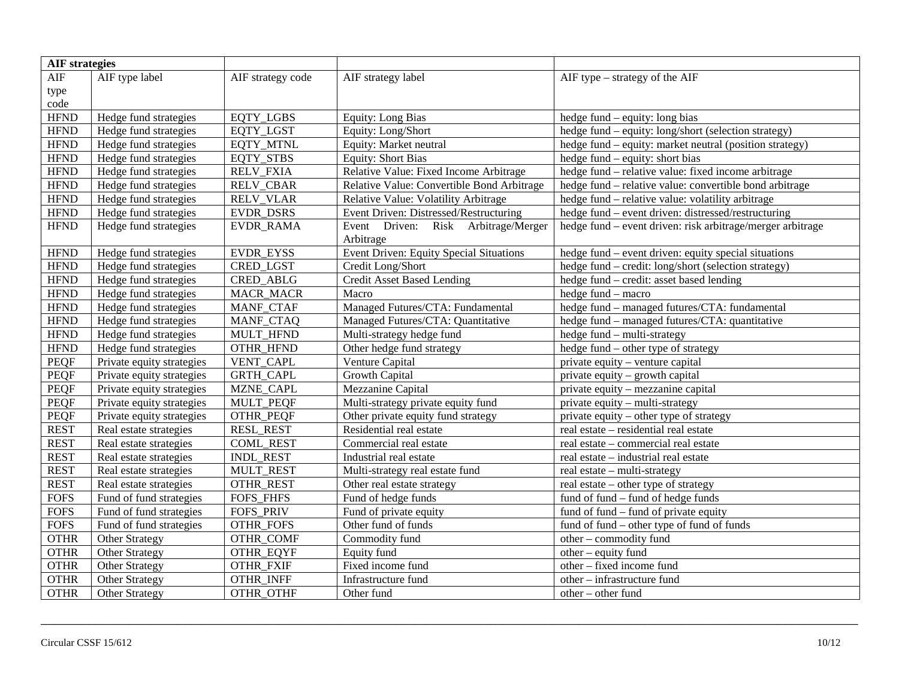| **AIF strategies** | | | | |
|---|---|---|---|---|
| AIF type code | AIF type label | AIF strategy code | AIF strategy label | AIF type – strategy of the AIF |
| HFND | Hedge fund strategies | EQTY_LGBS | Equity: Long Bias | hedge fund – equity: long bias |
| HFND | Hedge fund strategies | EQTY_LGST | Equity: Long/Short | hedge fund – equity: long/short (selection strategy) |
| HFND | Hedge fund strategies | EQTY_MTNL | Equity: Market neutral | hedge fund – equity: market neutral (position strategy) |
| HFND | Hedge fund strategies | EQTY_STBS | Equity: Short Bias | hedge fund – equity: short bias |
| HFND | Hedge fund strategies | RELV_FXIA | Relative Value: Fixed Income Arbitrage | hedge fund – relative value: fixed income arbitrage |
| HFND | Hedge fund strategies | RELV_CBAR | Relative Value: Convertible Bond Arbitrage | hedge fund – relative value: convertible bond arbitrage |
| HFND | Hedge fund strategies | RELV_VLAR | Relative Value: Volatility Arbitrage | hedge fund – relative value: volatility arbitrage |
| HFND | Hedge fund strategies | EVDR_DSRS | Event Driven: Distressed/Restructuring | hedge fund – event driven: distressed/restructuring |
| HFND | Hedge fund strategies | EVDR_RAMA | Event Driven: Risk Arbitrage/Merger Arbitrage | hedge fund – event driven: risk arbitrage/merger arbitrage |
| HFND | Hedge fund strategies | EVDR_EYSS | Event Driven: Equity Special Situations | hedge fund – event driven: equity special situations |
| HFND | Hedge fund strategies | CRED_LGST | Credit Long/Short | hedge fund – credit: long/short (selection strategy) |
| HFND | Hedge fund strategies | CRED_ABLG | Credit Asset Based Lending | hedge fund – credit: asset based lending |
| HFND | Hedge fund strategies | MACR_MACR | Macro | hedge fund – macro |
| HFND | Hedge fund strategies | MANF_CTAF | Managed Futures/CTA: Fundamental | hedge fund – managed futures/CTA: fundamental |
| HFND | Hedge fund strategies | MANF_CTAQ | Managed Futures/CTA: Quantitative | hedge fund – managed futures/CTA: quantitative |
| HFND | Hedge fund strategies | MULT_HFND | Multi-strategy hedge fund | hedge fund – multi-strategy |
| HFND | Hedge fund strategies | OTHR_HFND | Other hedge fund strategy | hedge fund – other type of strategy |
| PEQF | Private equity strategies | VENT_CAPL | Venture Capital | private equity – venture capital |
| PEQF | Private equity strategies | GRTH_CAPL | Growth Capital | private equity – growth capital |
| PEQF | Private equity strategies | MZNE_CAPL | Mezzanine Capital | private equity – mezzanine capital |
| PEQF | Private equity strategies | MULT_PEQF | Multi-strategy private equity fund | private equity – multi-strategy |
| PEQF | Private equity strategies | OTHR_PEQF | Other private equity fund strategy | private equity – other type of strategy |
| REST | Real estate strategies | RESL_REST | Residential real estate | real estate – residential real estate |
| REST | Real estate strategies | COML_REST | Commercial real estate | real estate – commercial real estate |
| REST | Real estate strategies | INDL_REST | Industrial real estate | real estate – industrial real estate |
| REST | Real estate strategies | MULT_REST | Multi-strategy real estate fund | real estate – multi-strategy |
| REST | Real estate strategies | OTHR_REST | Other real estate strategy | real estate – other type of strategy |
| FOFS | Fund of fund strategies | FOFS_FHFS | Fund of hedge funds | fund of fund – fund of hedge funds |
| FOFS | Fund of fund strategies | FOFS_PRIV | Fund of private equity | fund of fund – fund of private equity |
| FOFS | Fund of fund strategies | OTHR_FOFS | Other fund of funds | fund of fund – other type of fund of funds |
| OTHR | Other Strategy | OTHR_COMF | Commodity fund | other – commodity fund |
| OTHR | Other Strategy | OTHR_EQYF | Equity fund | other – equity fund |
| OTHR | Other Strategy | OTHR_FXIF | Fixed income fund | other – fixed income fund |
| OTHR | Other Strategy | OTHR_INFF | Infrastructure fund | other – infrastructure fund |
| OTHR | Other Strategy | OTHR_OTHF | Other fund | other – other fund |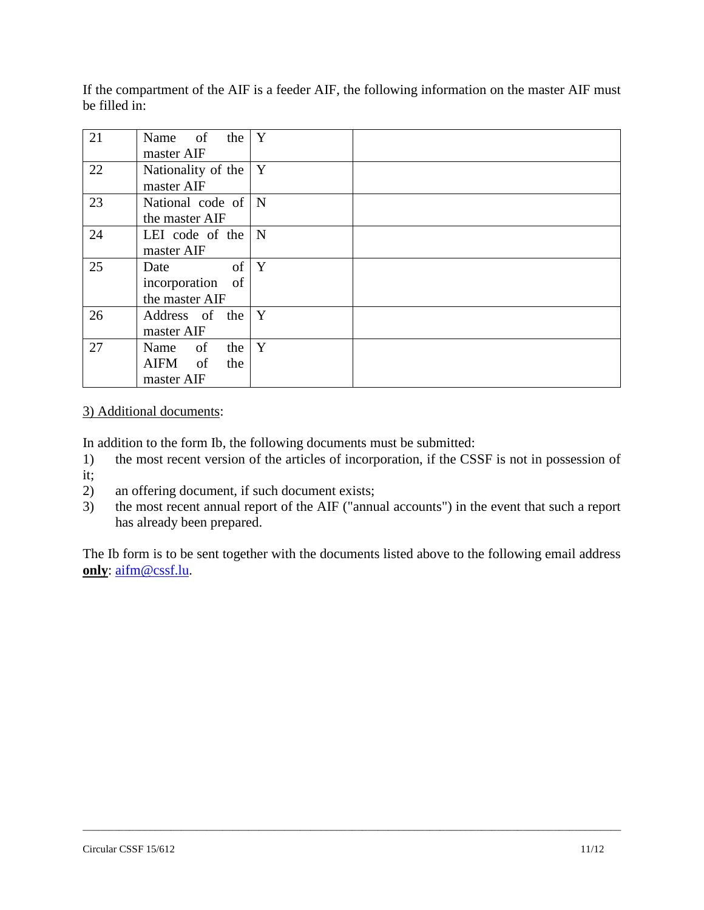If the compartment of the AIF is a feeder AIF, the following information on the master AIF must be filled in:

| | | | |
|---|---|---|---|
| 21 | Name of the master AIF | Y | |
| 22 | Nationality of the master AIF | Y | |
| 23 | National code of the master AIF | N | |
| 24 | LEI code of the master AIF | N | |
| 25 | Date of incorporation of the master AIF | Y | |
| 26 | Address of the master AIF | Y | |
| 27 | Name of the AIFM of the master AIF | Y | |

<u>3) Additional documents</u>:

In addition to the form Ib, the following documents must be submitted:

1) the most recent version of the articles of incorporation, if the CSSF is not in possession of it;
2) an offering document, if such document exists;
3) the most recent annual report of the AIF ("annual accounts") in the event that such a report has already been prepared.

The Ib form is to be sent together with the documents listed above to the following email address **<u>only</u>**: aifm@cssf.lu.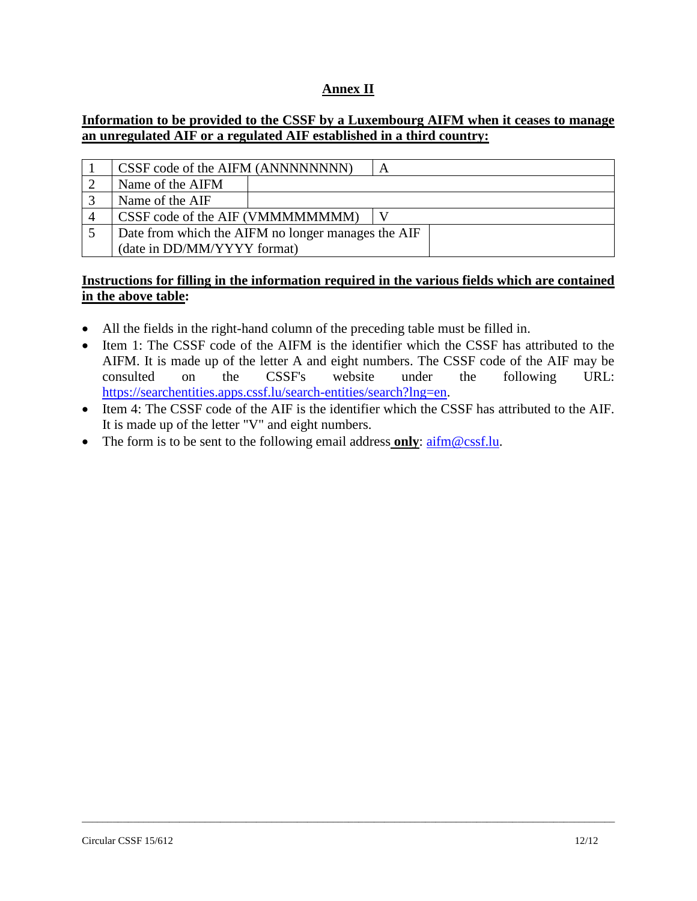## Annex II

**Information to be provided to the CSSF by a Luxembourg AIFM when it ceases to manage an unregulated AIF or a regulated AIF established in a third country:**

| | | |
|---|---|---|
| 1 | CSSF code of the AIFM (ANNNNNNNN) | A |
| 2 | Name of the AIFM | |
| 3 | Name of the AIF | |
| 4 | CSSF code of the AIF (VMMMMMMMM) | V |
| 5 | Date from which the AIFM no longer manages the AIF (date in DD/MM/YYYY format) | |

**Instructions for filling in the information required in the various fields which are contained in the above table:**

- All the fields in the right-hand column of the preceding table must be filled in.
- Item 1: The CSSF code of the AIFM is the identifier which the CSSF has attributed to the AIFM. It is made up of the letter A and eight numbers. The CSSF code of the AIF may be consulted on the CSSF's website under the following URL: https://searchentities.apps.cssf.lu/search-entities/search?lng=en.
- Item 4: The CSSF code of the AIF is the identifier which the CSSF has attributed to the AIF. It is made up of the letter "V" and eight numbers.
- The form is to be sent to the following email address **only**: aifm@cssf.lu.